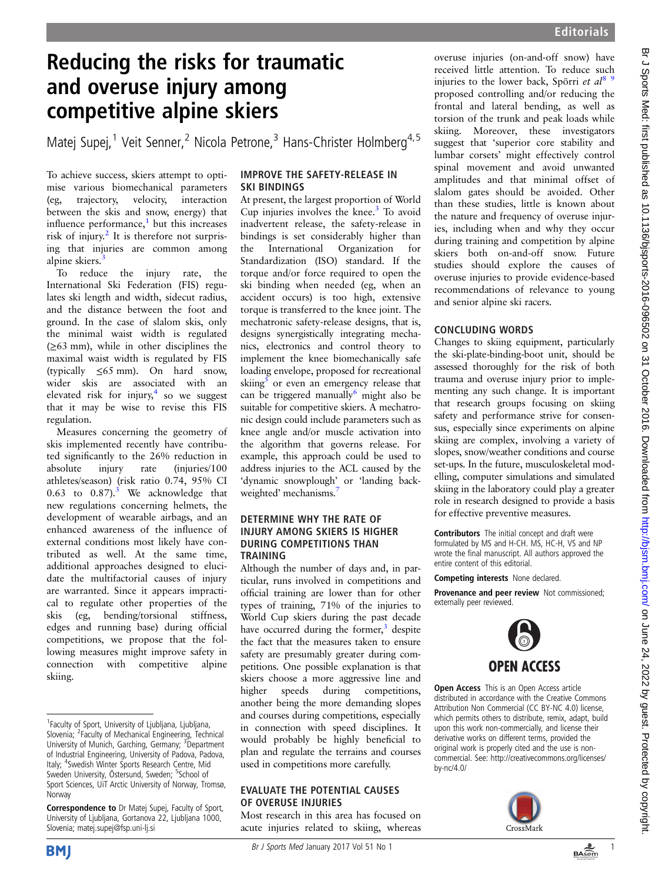# Reducing the risks for traumatic and overuse injury among competitive alpine skiers

Matej Supej,[1] Veit Senner,[2] Nicola Petrone,[3] Hans-Christer Holmberg[4,5]

To achieve success, skiers attempt to optimise various biomechanical parameters (eg, trajectory, velocity, interaction between the skis and snow, energy) that influence performance,[1] but this increases risk of injury.[2] It is therefore not surprising that injuries are common among alpine skiers.[3]

To reduce the injury rate, the International Ski Federation (FIS) regulates ski length and width, sidecut radius, and the distance between the foot and ground. In the case of slalom skis, only the minimal waist width is regulated (≥63 mm), while in other disciplines the maximal waist width is regulated by FIS (typically ≤65 mm). On hard snow, wider skis are associated with an elevated risk for injury,[4] so we suggest that it may be wise to revise this FIS regulation.

Measures concerning the geometry of skis implemented recently have contributed significantly to the 26% reduction in absolute injury rate (injuries/100 athletes/season) (risk ratio 0.74, 95% CI 0.63 to 0.87).[3] We acknowledge that new regulations concerning helmets, the development of wearable airbags, and an enhanced awareness of the influence of external conditions most likely have contributed as well. At the same time, additional approaches designed to elucidate the multifactorial causes of injury are warranted. Since it appears impractical to regulate other properties of the skis (eg, bending/torsional stiffness, edges and running base) during official competitions, we propose that the following measures might improve safety in connection with competitive alpine skiing.

## IMPROVE THE SAFETY-RELEASE IN SKI BINDINGS

At present, the largest proportion of World Cup injuries involves the knee.[3] To avoid inadvertent release, the safety-release in bindings is set considerably higher than the International Organization for Standardization (ISO) standard. If the torque and/or force required to open the ski binding when needed (eg, when an accident occurs) is too high, extensive torque is transferred to the knee joint. The mechatronic safety-release designs, that is, designs synergistically integrating mechanics, electronics and control theory to implement the knee biomechanically safe loading envelope, proposed for recreational skiing[5] or even an emergency release that can be triggered manually[6] might also be suitable for competitive skiers. A mechatronic design could include parameters such as knee angle and/or muscle activation into the algorithm that governs release. For example, this approach could be used to address injuries to the ACL caused by the 'dynamic snowplough' or 'landing back-weighted' mechanisms.[7]

## DETERMINE WHY THE RATE OF INJURY AMONG SKIERS IS HIGHER DURING COMPETITIONS THAN TRAINING

Although the number of days and, in particular, runs involved in competitions and official training are lower than for other types of training, 71% of the injuries to World Cup skiers during the past decade have occurred during the former,[3] despite the fact that the measures taken to ensure safety are presumably greater during competitions. One possible explanation is that skiers choose a more aggressive line and higher speeds during competitions, another being the more demanding slopes and courses during competitions, especially in connection with speed disciplines. It would probably be highly beneficial to plan and regulate the terrains and courses used in competitions more carefully.

## EVALUATE THE POTENTIAL CAUSES OF OVERUSE INJURIES

Most research in this area has focused on acute injuries related to skiing, whereas overuse injuries (on-and-off snow) have received little attention. To reduce such injuries to the lower back, Spörri *et al*[8,9] proposed controlling and/or reducing the frontal and lateral bending, as well as torsion of the trunk and peak loads while skiing. Moreover, these investigators suggest that 'superior core stability and lumbar corsets' might effectively control spinal movement and avoid unwanted amplitudes and that minimal offset of slalom gates should be avoided. Other than these studies, little is known about the nature and frequency of overuse injuries, including when and why they occur during training and competition by alpine skiers both on-and-off snow. Future studies should explore the causes of overuse injuries to provide evidence-based recommendations of relevance to young and senior alpine ski racers.

## CONCLUDING WORDS

Changes to skiing equipment, particularly the ski-plate-binding-boot unit, should be assessed thoroughly for the risk of both trauma and overuse injury prior to implementing any such change. It is important that research groups focusing on skiing safety and performance strive for consensus, especially since experiments on alpine skiing are complex, involving a variety of slopes, snow/weather conditions and course set-ups. In the future, musculoskeletal modelling, computer simulations and simulated skiing in the laboratory could play a greater role in research designed to provide a basis for effective preventive measures.

**Contributors** The initial concept and draft were formulated by MS and H-CH. MS, HC-H, VS and NP wrote the final manuscript. All authors approved the entire content of this editorial.

**Competing interests** None declared.

**Provenance and peer review** Not commissioned; externally peer reviewed.

**Open Access** This is an Open Access article distributed in accordance with the Creative Commons Attribution Non Commercial (CC BY-NC 4.0) license, which permits others to distribute, remix, adapt, build upon this work non-commercially, and license their derivative works on different terms, provided the original work is properly cited and the use is non-commercial. See: http://creativecommons.org/licenses/by-nc/4.0/

[1]Faculty of Sport, University of Ljubljana, Ljubljana, Slovenia; [2]Faculty of Mechanical Engineering, Technical University of Munich, Garching, Germany; [3]Department of Industrial Engineering, University of Padova, Padova, Italy; [4]Swedish Winter Sports Research Centre, Mid Sweden University, Östersund, Sweden; [5]School of Sport Sciences, UiT Arctic University of Norway, Tromsø, Norway

**Correspondence to** Dr Matej Supej, Faculty of Sport, University of Ljubljana, Gortanova 22, Ljubljana 1000, Slovenia; matej.supej@fsp.uni-lj.si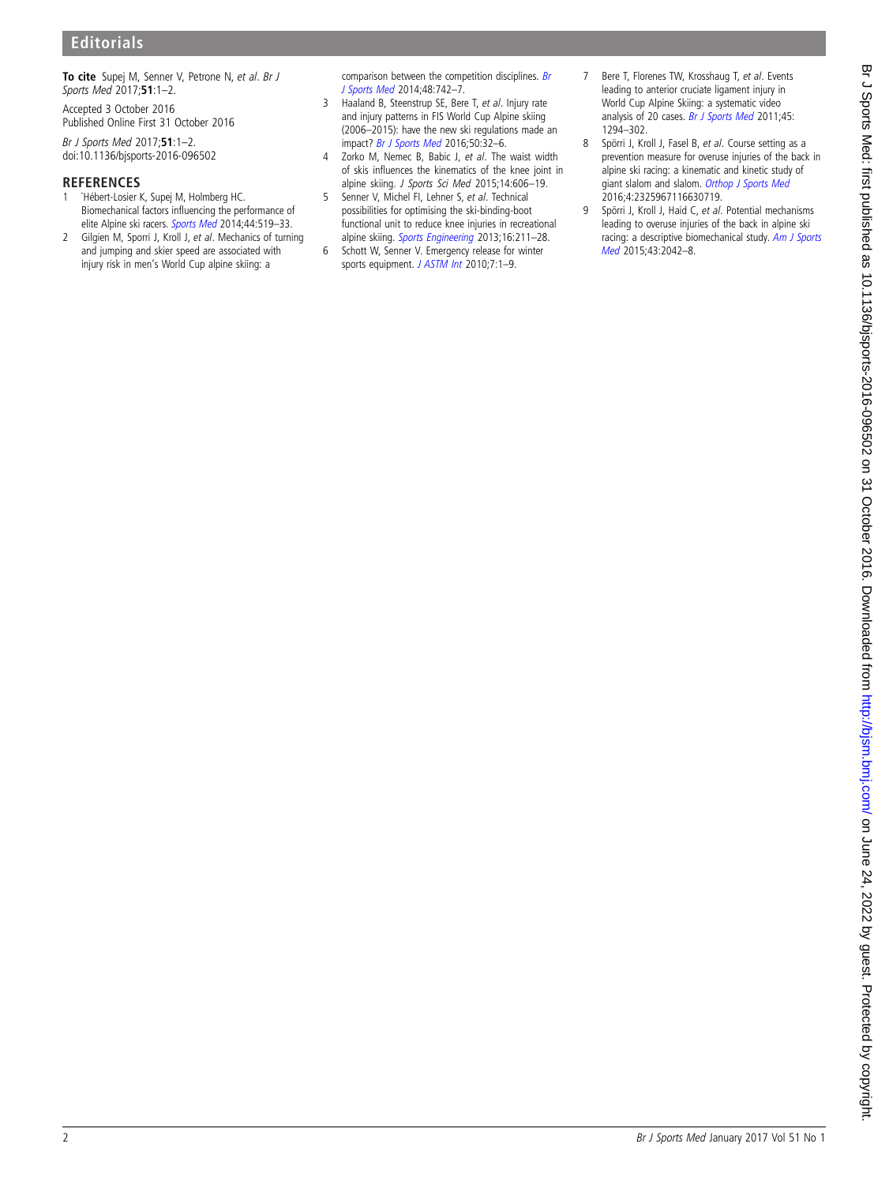**To cite** Supej M, Senner V, Petrone N, *et al*. *Br J Sports Med* 2017;**51**:1–2.

Accepted 3 October 2016
Published Online First 31 October 2016

*Br J Sports Med* 2017;**51**:1–2.
doi:10.1136/bjsports-2016-096502

## REFERENCES

1. `Hébert-Losier K, Supej M, Holmberg HC. Biomechanical factors influencing the performance of elite Alpine ski racers. *Sports Med* 2014;44:519–33.
2. Gilgien M, Sporri J, Kroll J, *et al*. Mechanics of turning and jumping and skier speed are associated with injury risk in men's World Cup alpine skiing: a comparison between the competition disciplines. *Br J Sports Med* 2014;48:742–7.
3. Haaland B, Steenstrup SE, Bere T, *et al*. Injury rate and injury patterns in FIS World Cup Alpine skiing (2006–2015): have the new ski regulations made an impact? *Br J Sports Med* 2016;50:32–6.
4. Zorko M, Nemec B, Babic J, *et al*. The waist width of skis influences the kinematics of the knee joint in alpine skiing. *J Sports Sci Med* 2015;14:606–19.
5. Senner V, Michel FI, Lehner S, *et al*. Technical possibilities for optimising the ski-binding-boot functional unit to reduce knee injuries in recreational alpine skiing. *Sports Engineering* 2013;16:211–28.
6. Schott W, Senner V. Emergency release for winter sports equipment. *J ASTM Int* 2010;7:1–9.
7. Bere T, Florenes TW, Krosshaug T, *et al*. Events leading to anterior cruciate ligament injury in World Cup Alpine Skiing: a systematic video analysis of 20 cases. *Br J Sports Med* 2011;45:1294–302.
8. Spörri J, Kroll J, Fasel B, *et al*. Course setting as a prevention measure for overuse injuries of the back in alpine ski racing: a kinematic and kinetic study of giant slalom and slalom. *Orthop J Sports Med* 2016;4:2325967116630719.
9. Spörri J, Kroll J, Haid C, *et al*. Potential mechanisms leading to overuse injuries of the back in alpine ski racing: a descriptive biomechanical study. *Am J Sports Med* 2015;43:2042–8.